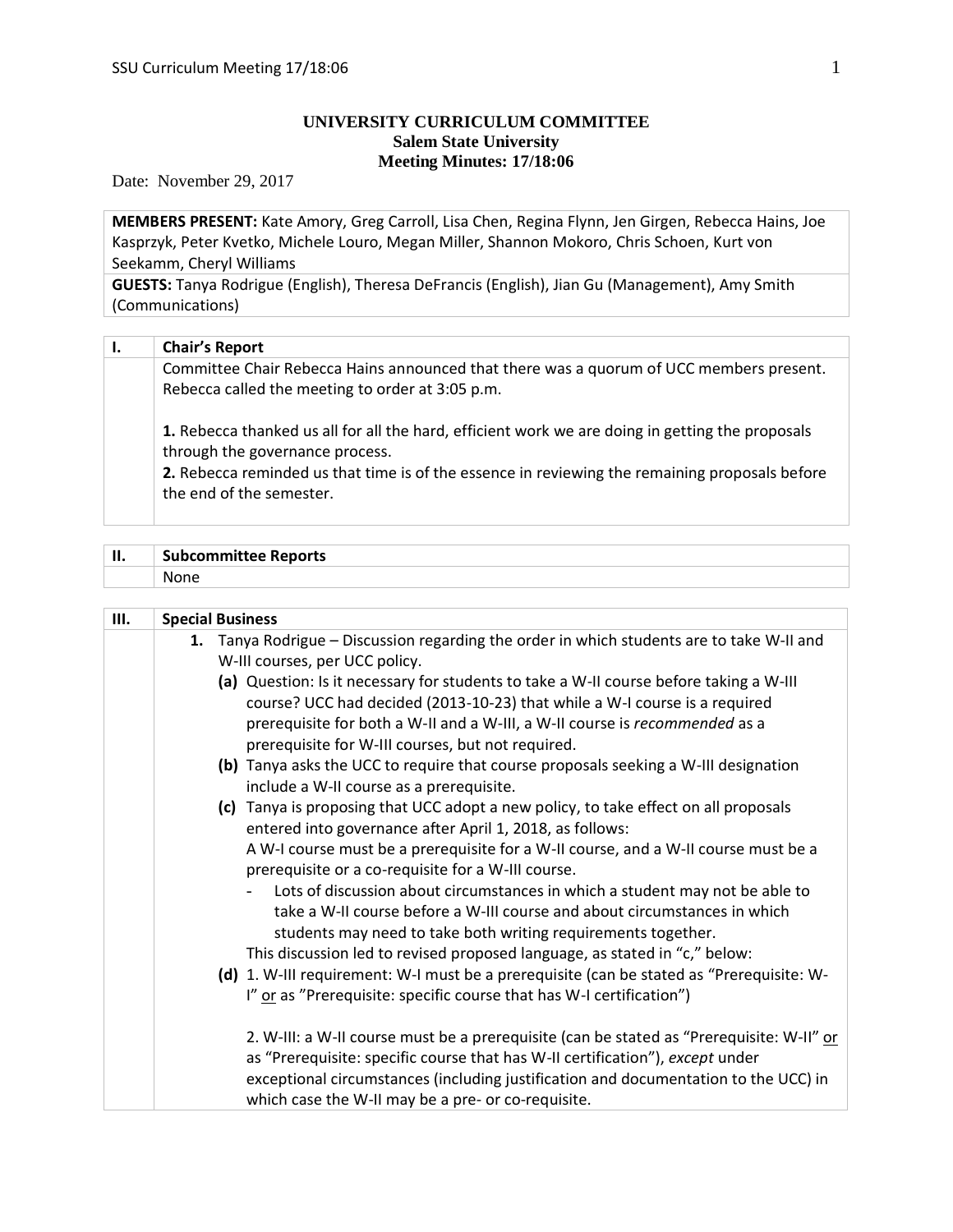**UNIVERSITY CURRICULUM COMMITTEE**
**Salem State University**
**Meeting Minutes: 17/18:06**

Date: November 29, 2017

| **MEMBERS PRESENT:** Kate Amory, Greg Carroll, Lisa Chen, Regina Flynn, Jen Girgen, Rebecca Hains, Joe Kasprzyk, Peter Kvetko, Michele Louro, Megan Miller, Shannon Mokoro, Chris Schoen, Kurt von Seekamm, Cheryl Williams |
|---|
| **GUESTS:** Tanya Rodrigue (English), Theresa DeFrancis (English), Jian Gu (Management), Amy Smith (Communications) |

## I. Chair's Report

Committee Chair Rebecca Hains announced that there was a quorum of UCC members present. Rebecca called the meeting to order at 3:05 p.m.

**1.** Rebecca thanked us all for all the hard, efficient work we are doing in getting the proposals through the governance process.
**2.** Rebecca reminded us that time is of the essence in reviewing the remaining proposals before the end of the semester.

## II. Subcommittee Reports

None

## III. Special Business

1. Tanya Rodrigue – Discussion regarding the order in which students are to take W-II and W-III courses, per UCC policy.
   - **(a)** Question: Is it necessary for students to take a W-II course before taking a W-III course? UCC had decided (2013-10-23) that while a W-I course is a required prerequisite for both a W-II and a W-III, a W-II course is *recommended* as a prerequisite for W-III courses, but not required.
   - **(b)** Tanya asks the UCC to require that course proposals seeking a W-III designation include a W-II course as a prerequisite.
   - **(c)** Tanya is proposing that UCC adopt a new policy, to take effect on all proposals entered into governance after April 1, 2018, as follows:
     A W-I course must be a prerequisite for a W-II course, and a W-II course must be a prerequisite or a co-requisite for a W-III course.
     - Lots of discussion about circumstances in which a student may not be able to take a W-II course before a W-III course and about circumstances in which students may need to take both writing requirements together.

     This discussion led to revised proposed language, as stated in "c," below:
   - **(d)** 1. W-III requirement: W-I must be a prerequisite (can be stated as "Prerequisite: W-I" or as "Prerequisite: specific course that has W-I certification")

     2. W-III: a W-II course must be a prerequisite (can be stated as "Prerequisite: W-II" or as "Prerequisite: specific course that has W-II certification"), *except* under exceptional circumstances (including justification and documentation to the UCC) in which case the W-II may be a pre- or co-requisite.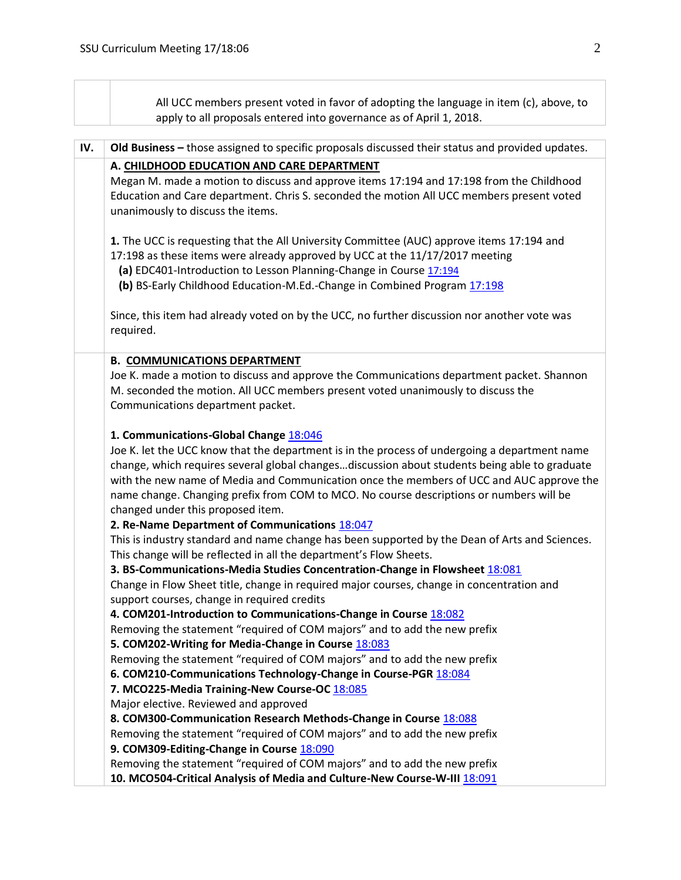All UCC members present voted in favor of adopting the language in item (c), above, to apply to all proposals entered into governance as of April 1, 2018.

| IV. | **Old Business –** those assigned to specific proposals discussed their status and provided updates. |
|---|---|

**A. CHILDHOOD EDUCATION AND CARE DEPARTMENT**

Megan M. made a motion to discuss and approve items 17:194 and 17:198 from the Childhood Education and Care department. Chris S. seconded the motion All UCC members present voted unanimously to discuss the items.

**1.** The UCC is requesting that the All University Committee (AUC) approve items 17:194 and 17:198 as these items were already approved by UCC at the 11/17/2017 meeting

**(a)** EDC401-Introduction to Lesson Planning-Change in Course 17:194

**(b)** BS-Early Childhood Education-M.Ed.-Change in Combined Program 17:198

Since, this item had already voted on by the UCC, no further discussion nor another vote was required.

**B. COMMUNICATIONS DEPARTMENT**

Joe K. made a motion to discuss and approve the Communications department packet. Shannon M. seconded the motion. All UCC members present voted unanimously to discuss the Communications department packet.

**1. Communications-Global Change** 18:046

Joe K. let the UCC know that the department is in the process of undergoing a department name change, which requires several global changes…discussion about students being able to graduate with the new name of Media and Communication once the members of UCC and AUC approve the name change. Changing prefix from COM to MCO. No course descriptions or numbers will be changed under this proposed item.

**2. Re-Name Department of Communications** 18:047

This is industry standard and name change has been supported by the Dean of Arts and Sciences. This change will be reflected in all the department's Flow Sheets.

**3. BS-Communications-Media Studies Concentration-Change in Flowsheet** 18:081

Change in Flow Sheet title, change in required major courses, change in concentration and support courses, change in required credits

**4. COM201-Introduction to Communications-Change in Course** 18:082

Removing the statement "required of COM majors" and to add the new prefix

**5. COM202-Writing for Media-Change in Course** 18:083

Removing the statement "required of COM majors" and to add the new prefix

**6. COM210-Communications Technology-Change in Course-PGR** 18:084

**7. MCO225-Media Training-New Course-OC** 18:085

Major elective. Reviewed and approved

**8. COM300-Communication Research Methods-Change in Course** 18:088

Removing the statement "required of COM majors" and to add the new prefix

**9. COM309-Editing-Change in Course** 18:090

Removing the statement "required of COM majors" and to add the new prefix

**10. MCO504-Critical Analysis of Media and Culture-New Course-W-III** 18:091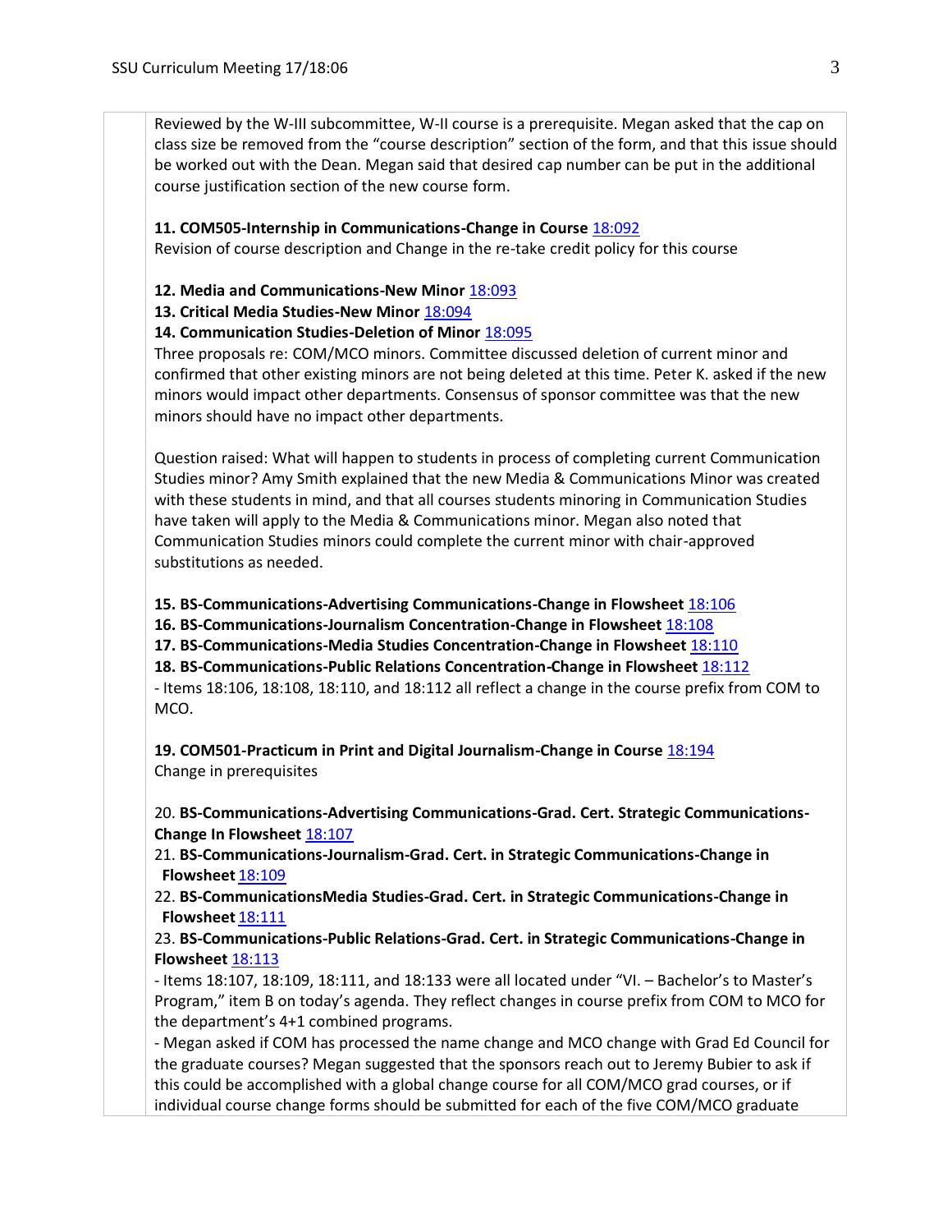Reviewed by the W-III subcommittee, W-II course is a prerequisite. Megan asked that the cap on class size be removed from the "course description" section of the form, and that this issue should be worked out with the Dean. Megan said that desired cap number can be put in the additional course justification section of the new course form.

**11. COM505-Internship in Communications-Change in Course** 18:092
Revision of course description and Change in the re-take credit policy for this course

**12. Media and Communications-New Minor** 18:093
**13. Critical Media Studies-New Minor** 18:094
**14. Communication Studies-Deletion of Minor** 18:095
Three proposals re: COM/MCO minors. Committee discussed deletion of current minor and confirmed that other existing minors are not being deleted at this time. Peter K. asked if the new minors would impact other departments. Consensus of sponsor committee was that the new minors should have no impact other departments.

Question raised: What will happen to students in process of completing current Communication Studies minor? Amy Smith explained that the new Media & Communications Minor was created with these students in mind, and that all courses students minoring in Communication Studies have taken will apply to the Media & Communications minor. Megan also noted that Communication Studies minors could complete the current minor with chair-approved substitutions as needed.

**15. BS-Communications-Advertising Communications-Change in Flowsheet** 18:106
**16. BS-Communications-Journalism Concentration-Change in Flowsheet** 18:108
**17. BS-Communications-Media Studies Concentration-Change in Flowsheet** 18:110
**18. BS-Communications-Public Relations Concentration-Change in Flowsheet** 18:112
- Items 18:106, 18:108, 18:110, and 18:112 all reflect a change in the course prefix from COM to MCO.

**19. COM501-Practicum in Print and Digital Journalism-Change in Course** 18:194
Change in prerequisites

20. **BS-Communications-Advertising Communications-Grad. Cert. Strategic Communications-Change In Flowsheet** 18:107
21. **BS-Communications-Journalism-Grad. Cert. in Strategic Communications-Change in Flowsheet** 18:109
22. **BS-CommunicationsMedia Studies-Grad. Cert. in Strategic Communications-Change in Flowsheet** 18:111
23. **BS-Communications-Public Relations-Grad. Cert. in Strategic Communications-Change in Flowsheet** 18:113
- Items 18:107, 18:109, 18:111, and 18:133 were all located under "VI. – Bachelor's to Master's Program," item B on today's agenda. They reflect changes in course prefix from COM to MCO for the department's 4+1 combined programs.
- Megan asked if COM has processed the name change and MCO change with Grad Ed Council for the graduate courses? Megan suggested that the sponsors reach out to Jeremy Bubier to ask if this could be accomplished with a global change course for all COM/MCO grad courses, or if individual course change forms should be submitted for each of the five COM/MCO graduate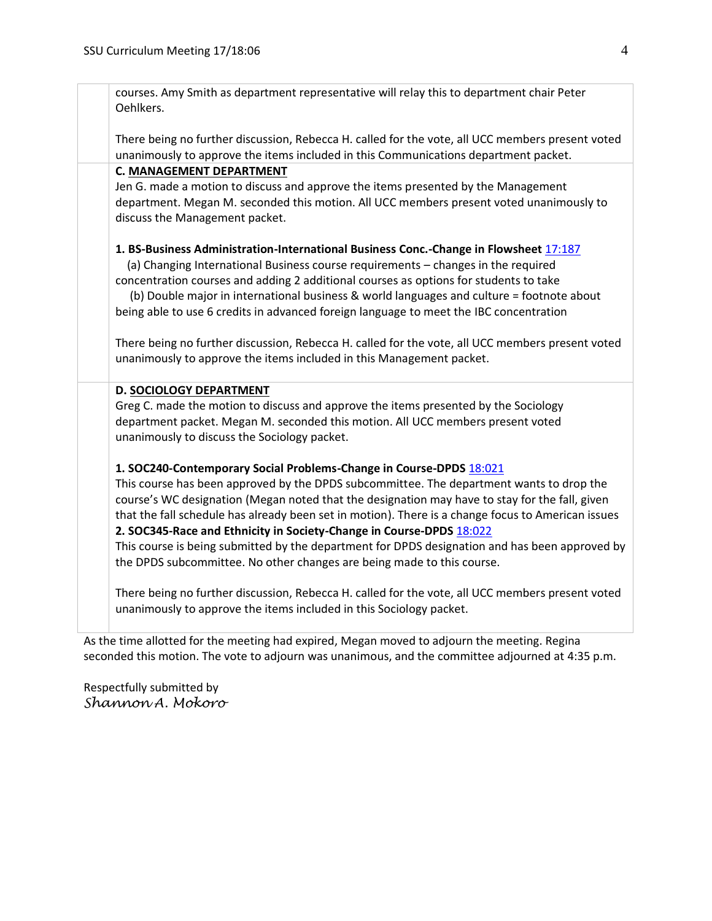courses. Amy Smith as department representative will relay this to department chair Peter Oehlkers.

There being no further discussion, Rebecca H. called for the vote, all UCC members present voted unanimously to approve the items included in this Communications department packet.

**C. MANAGEMENT DEPARTMENT**

Jen G. made a motion to discuss and approve the items presented by the Management department. Megan M. seconded this motion. All UCC members present voted unanimously to discuss the Management packet.

**1. BS-Business Administration-International Business Conc.-Change in Flowsheet** 17:187

(a) Changing International Business course requirements – changes in the required concentration courses and adding 2 additional courses as options for students to take

(b) Double major in international business & world languages and culture = footnote about being able to use 6 credits in advanced foreign language to meet the IBC concentration

There being no further discussion, Rebecca H. called for the vote, all UCC members present voted unanimously to approve the items included in this Management packet.

**D. SOCIOLOGY DEPARTMENT**

Greg C. made the motion to discuss and approve the items presented by the Sociology department packet. Megan M. seconded this motion. All UCC members present voted unanimously to discuss the Sociology packet.

**1. SOC240-Contemporary Social Problems-Change in Course-DPDS** 18:021

This course has been approved by the DPDS subcommittee. The department wants to drop the course's WC designation (Megan noted that the designation may have to stay for the fall, given that the fall schedule has already been set in motion). There is a change focus to American issues

**2. SOC345-Race and Ethnicity in Society-Change in Course-DPDS** 18:022

This course is being submitted by the department for DPDS designation and has been approved by the DPDS subcommittee. No other changes are being made to this course.

There being no further discussion, Rebecca H. called for the vote, all UCC members present voted unanimously to approve the items included in this Sociology packet.

As the time allotted for the meeting had expired, Megan moved to adjourn the meeting. Regina seconded this motion. The vote to adjourn was unanimous, and the committee adjourned at 4:35 p.m.

Respectfully submitted by
*Shannon A. Mokoro*